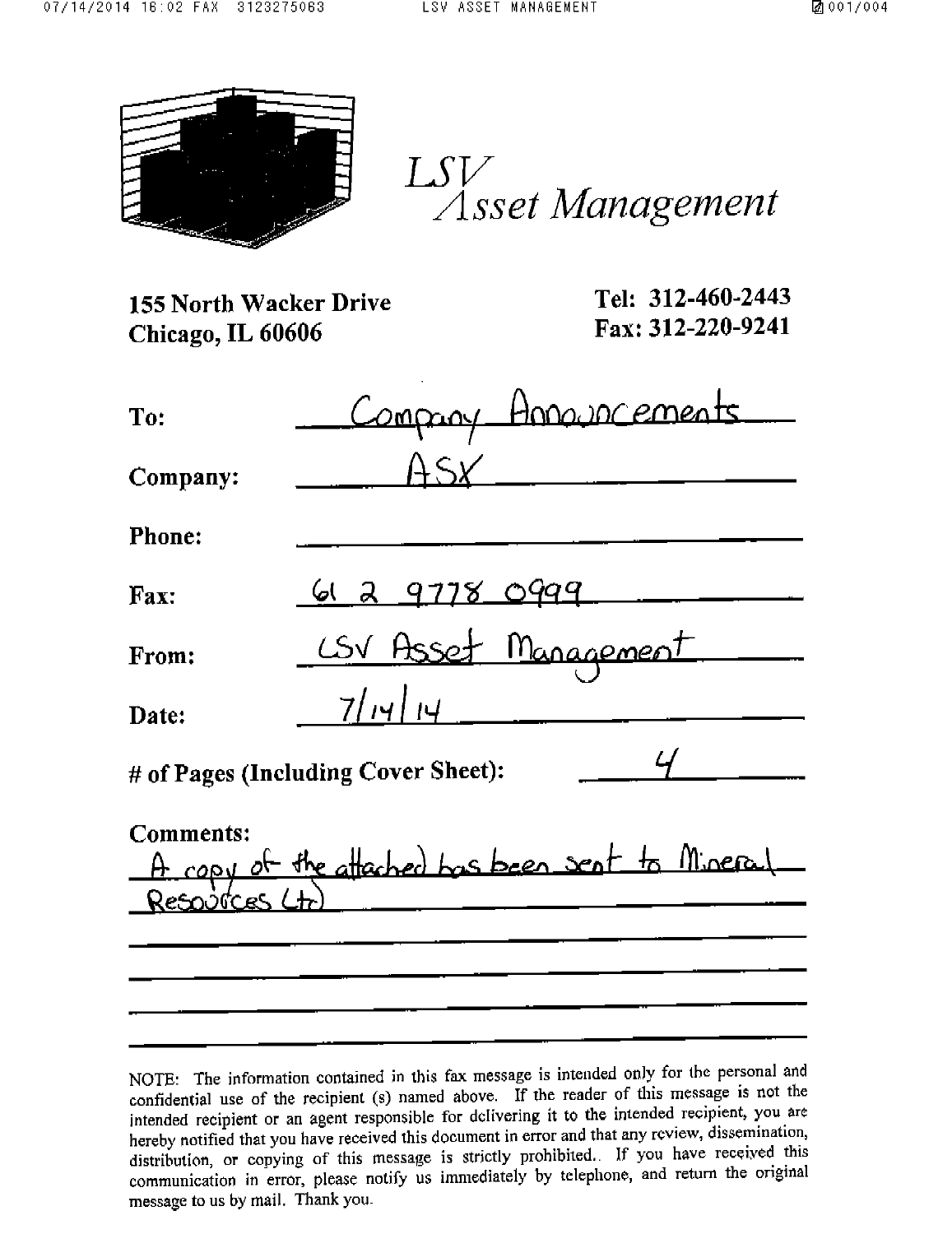# LSV Asset Management

**155 North Wacker Drive**
**Chicago, IL 60606**

**Tel: 312-460-2443**
**Fax: 312-220-9241**

**To:** Company Announcements

**Company:** ASX

**Phone:**

**Fax:** 61 2 9778 0999

**From:** LSV Asset Management

**Date:** 7/14/14

**# of Pages (Including Cover Sheet):** 4

**Comments:**
A copy of the attached has been sent to Mineral Resources Ltd

NOTE: The information contained in this fax message is intended only for the personal and confidential use of the recipient (s) named above. If the reader of this message is not the intended recipient or an agent responsible for delivering it to the intended recipient, you are hereby notified that you have received this document in error and that any review, dissemination, distribution, or copying of this message is strictly prohibited.. If you have received this communication in error, please notify us immediately by telephone, and return the original message to us by mail. Thank you.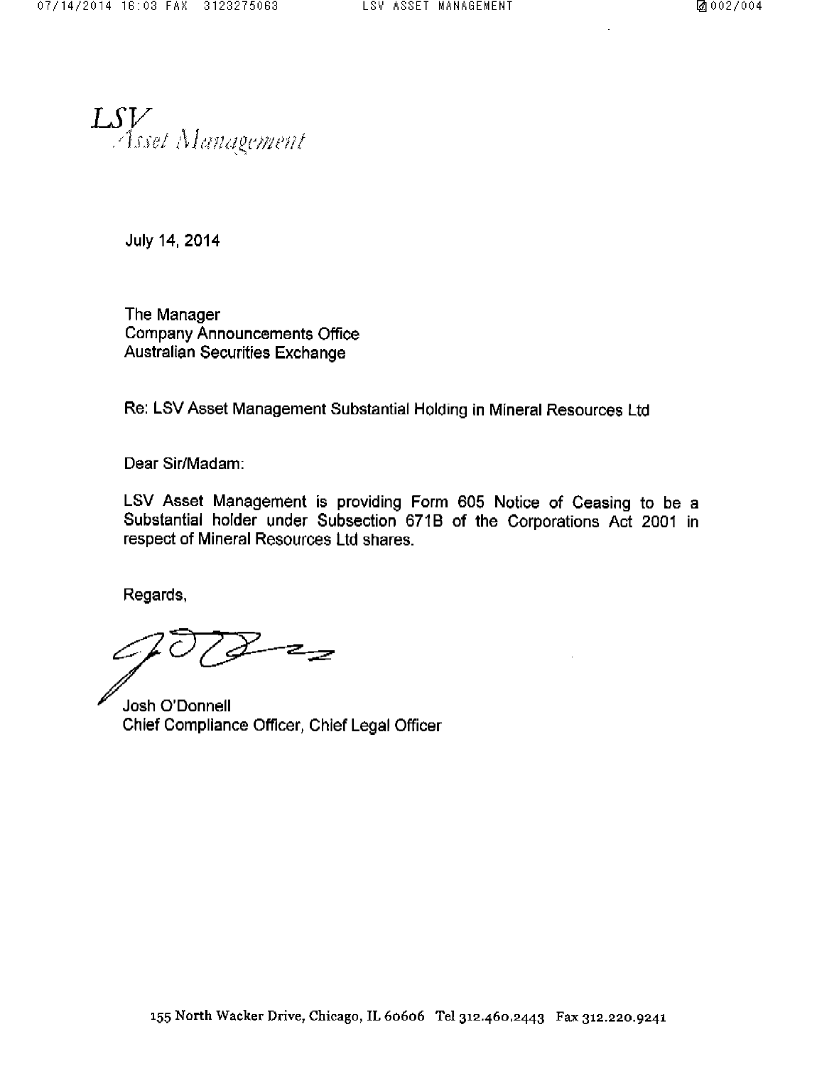LSV Asset Management

July 14, 2014

The Manager
Company Announcements Office
Australian Securities Exchange

Re: LSV Asset Management Substantial Holding in Mineral Resources Ltd

Dear Sir/Madam:

LSV Asset Management is providing Form 605 Notice of Ceasing to be a Substantial holder under Subsection 671B of the Corporations Act 2001 in respect of Mineral Resources Ltd shares.

Regards,

Josh O'Donnell
Chief Compliance Officer, Chief Legal Officer

155 North Wacker Drive, Chicago, IL 60606 Tel 312.460.2443 Fax 312.220.9241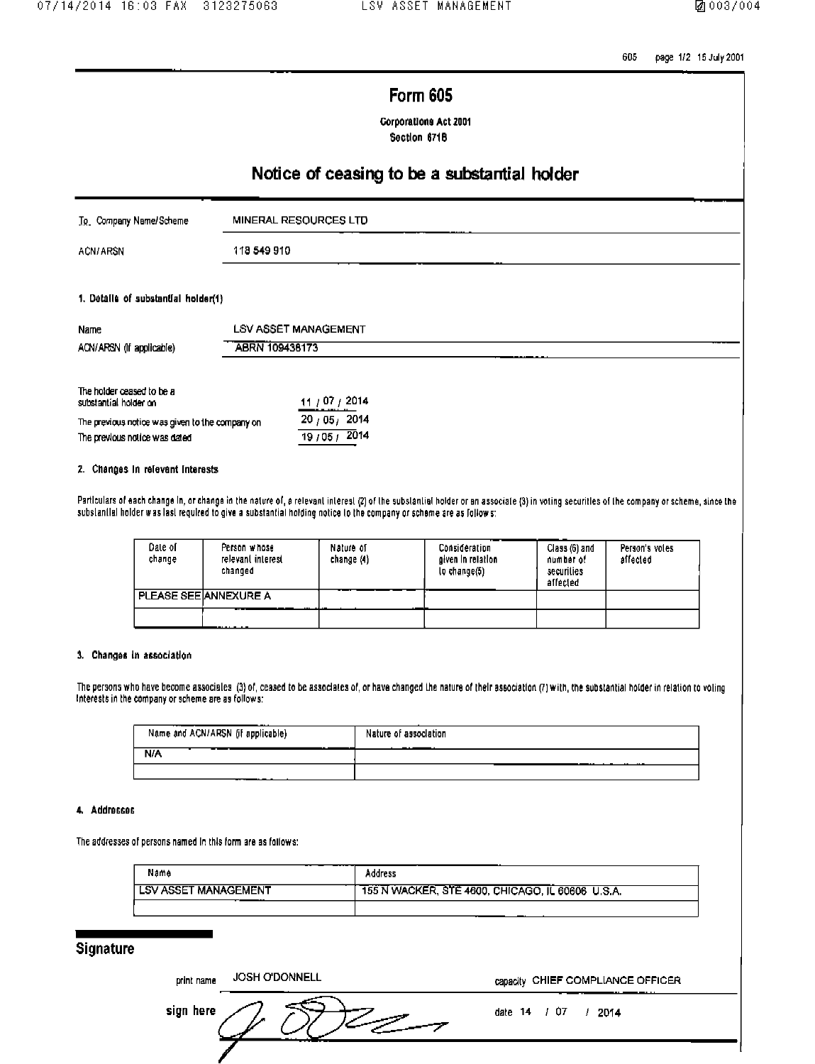605 page 1/2 15 July 2001

# Form 605

**Corporations Act 2001**
**Section 671B**

## Notice of ceasing to be a substantial holder

| | |
|---|---|
| To Company Name/Scheme | MINERAL RESOURCES LTD |
| ACN/ARSN | 118 549 910 |

**1. Details of substantial holder(1)**

| | |
|---|---|
| Name | LSV ASSET MANAGEMENT |
| ACN/ARSN (if applicable) | ABRN 109436173 |

| | |
|---|---|
| The holder ceased to be a substantial holder on | 11 / 07 / 2014 |
| The previous notice was given to the company on | 20 / 05 / 2014 |
| The previous notice was dated | 19 / 05 / 2014 |

**2. Changes in relevent interests**

Particulars of each change in, or change in the nature of, a relevant interest (2) of the substantial holder or an associate (3) in voting securities of the company or scheme, since the substantial holder was last required to give a substantial holding notice to the company or scheme are as follows:

| Date of change | Person whose relevant interest changed | Nature of change (4) | Consideration given in relation to change(5) | Class (6) and number of securities affected | Person's votes affected |
|---|---|---|---|---|---|
| PLEASE SEE | ANNEXURE A | | | | |
| | | | | | |

**3. Changes in association**

The persons who have become associates (3) of, ceased to be associates of, or have changed the nature of their association (7) with, the substantial holder in relation to voting interests in the company or scheme are as follows:

| Name and ACN/ARSN (if applicable) | Nature of association |
|---|---|
| N/A | |
| | |

**4. Addresses**

The addresses of persons named in this form are as follows:

| Name | Address |
|---|---|
| LSV ASSET MANAGEMENT | 155 N WACKER, STE 4600, CHICAGO, IL 60606 U.S.A. |
| | |

## Signature

print name JOSH O'DONNELL capacity CHIEF COMPLIANCE OFFICER

sign here date 14 / 07 / 2014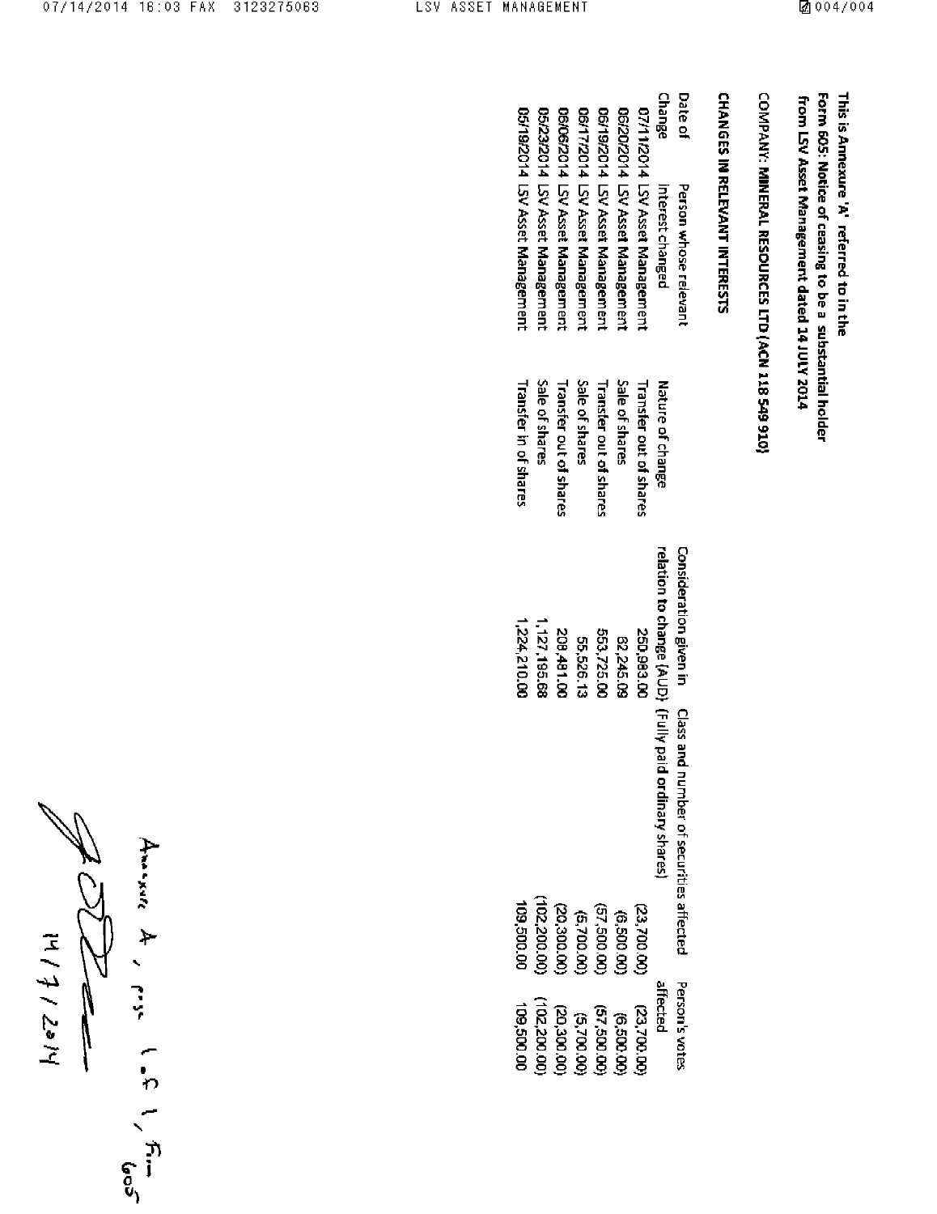This is Annexure 'A' referred to in the
Form 605: Notice of ceasing to be a substantial holder
from LSV Asset Management dated 14 JULY 2014

COMPANY: MINERAL RESOURCES LTD (ACN 118 549 910)

## CHANGES IN RELEVANT INTERESTS

| Date of Change | Person whose relevant interest changed | Nature of change | Consideration given in relation to change (AUD) | Class and number of securities affected (Fully paid ordinary shares) | Person's votes affected |
|---|---|---|---|---|---|
| 07/11/2014 | LSV Asset Management | Transfer out of shares | 250,983.00 | (23,700.00) | (23,700.00) |
| 06/20/2014 | LSV Asset Management | Sale of shares | 62,245.09 | (6,500.00) | (6,500.00) |
| 06/19/2014 | LSV Asset Management | Transfer out of shares | 563,725.00 | (57,500.00) | (57,500.00) |
| 06/17/2014 | LSV Asset Management | Sale of shares | 55,526.13 | (5,700.00) | (5,700.00) |
| 06/06/2014 | LSV Asset Management | Transfer out of shares | 208,481.00 | (20,300.00) | (20,300.00) |
| 05/23/2014 | LSV Asset Management | Sale of shares | 1,127,195.68 | (102,200.00) | (102,200.00) |
| 05/19/2014 | LSV Asset Management | Transfer in of shares | 1,224,210.00 | 109,500.00 | 109,500.00 |

Annexure A, page 1 of 1, form 605

14/7/2014